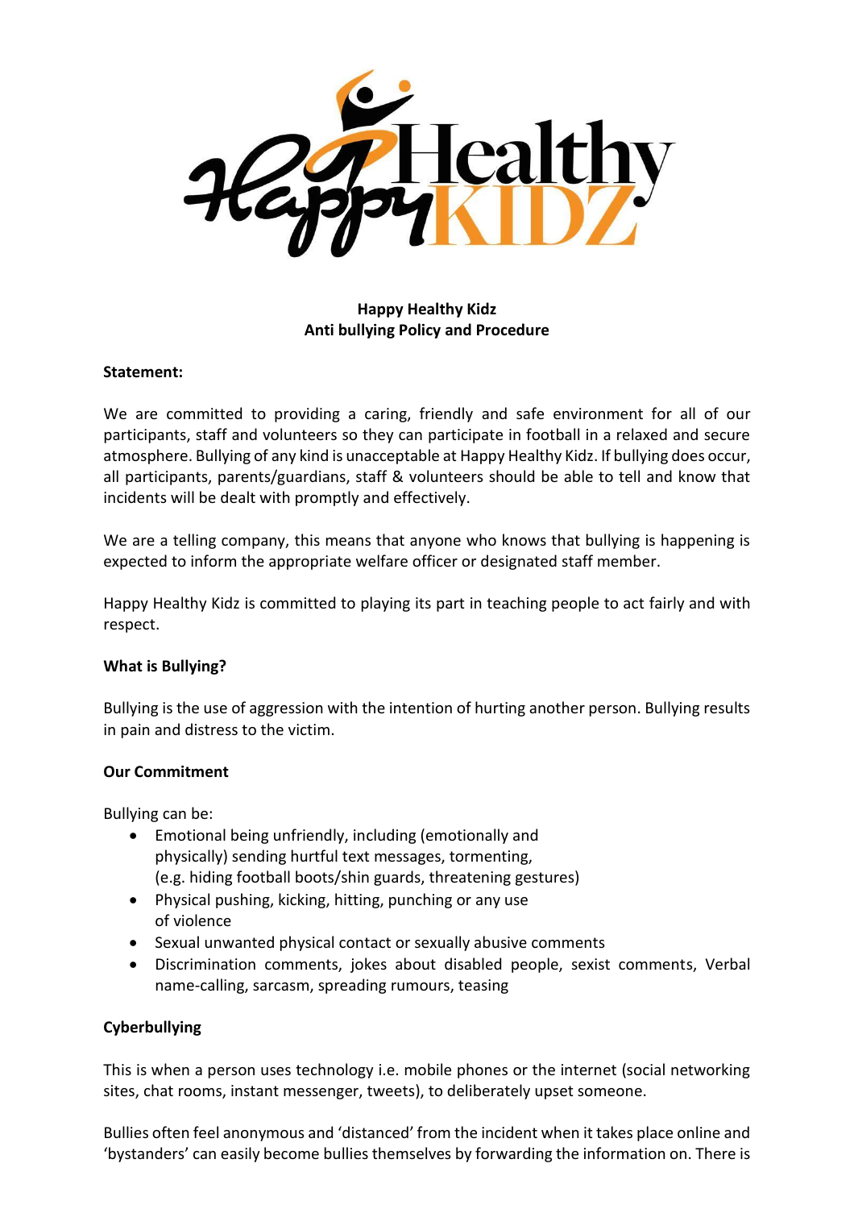**Happy Healthy Kidz**
**Anti bullying Policy and Procedure**

**Statement:**

We are committed to providing a caring, friendly and safe environment for all of our participants, staff and volunteers so they can participate in football in a relaxed and secure atmosphere. Bullying of any kind is unacceptable at Happy Healthy Kidz. If bullying does occur, all participants, parents/guardians, staff & volunteers should be able to tell and know that incidents will be dealt with promptly and effectively.

We are a telling company, this means that anyone who knows that bullying is happening is expected to inform the appropriate welfare officer or designated staff member.

Happy Healthy Kidz is committed to playing its part in teaching people to act fairly and with respect.

**What is Bullying?**

Bullying is the use of aggression with the intention of hurting another person. Bullying results in pain and distress to the victim.

**Our Commitment**

Bullying can be:

- Emotional being unfriendly, including (emotionally and physically) sending hurtful text messages, tormenting, (e.g. hiding football boots/shin guards, threatening gestures)
- Physical pushing, kicking, hitting, punching or any use of violence
- Sexual unwanted physical contact or sexually abusive comments
- Discrimination comments, jokes about disabled people, sexist comments, Verbal name-calling, sarcasm, spreading rumours, teasing

**Cyberbullying**

This is when a person uses technology i.e. mobile phones or the internet (social networking sites, chat rooms, instant messenger, tweets), to deliberately upset someone.

Bullies often feel anonymous and 'distanced' from the incident when it takes place online and 'bystanders' can easily become bullies themselves by forwarding the information on. There is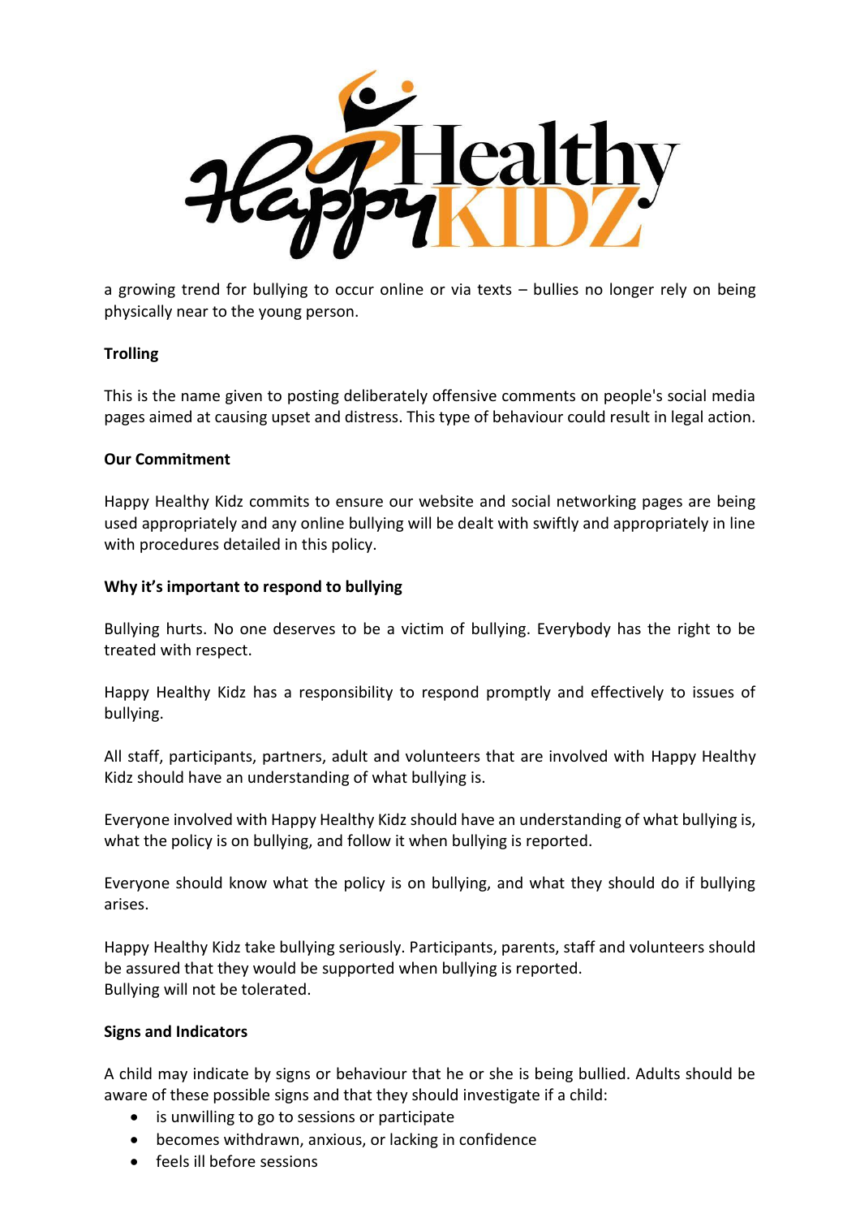a growing trend for bullying to occur online or via texts – bullies no longer rely on being physically near to the young person.

**Trolling**

This is the name given to posting deliberately offensive comments on people's social media pages aimed at causing upset and distress. This type of behaviour could result in legal action.

**Our Commitment**

Happy Healthy Kidz commits to ensure our website and social networking pages are being used appropriately and any online bullying will be dealt with swiftly and appropriately in line with procedures detailed in this policy.

**Why it's important to respond to bullying**

Bullying hurts. No one deserves to be a victim of bullying. Everybody has the right to be treated with respect.

Happy Healthy Kidz has a responsibility to respond promptly and effectively to issues of bullying.

All staff, participants, partners, adult and volunteers that are involved with Happy Healthy Kidz should have an understanding of what bullying is.

Everyone involved with Happy Healthy Kidz should have an understanding of what bullying is, what the policy is on bullying, and follow it when bullying is reported.

Everyone should know what the policy is on bullying, and what they should do if bullying arises.

Happy Healthy Kidz take bullying seriously. Participants, parents, staff and volunteers should be assured that they would be supported when bullying is reported.
Bullying will not be tolerated.

**Signs and Indicators**

A child may indicate by signs or behaviour that he or she is being bullied. Adults should be aware of these possible signs and that they should investigate if a child:

- is unwilling to go to sessions or participate
- becomes withdrawn, anxious, or lacking in confidence
- feels ill before sessions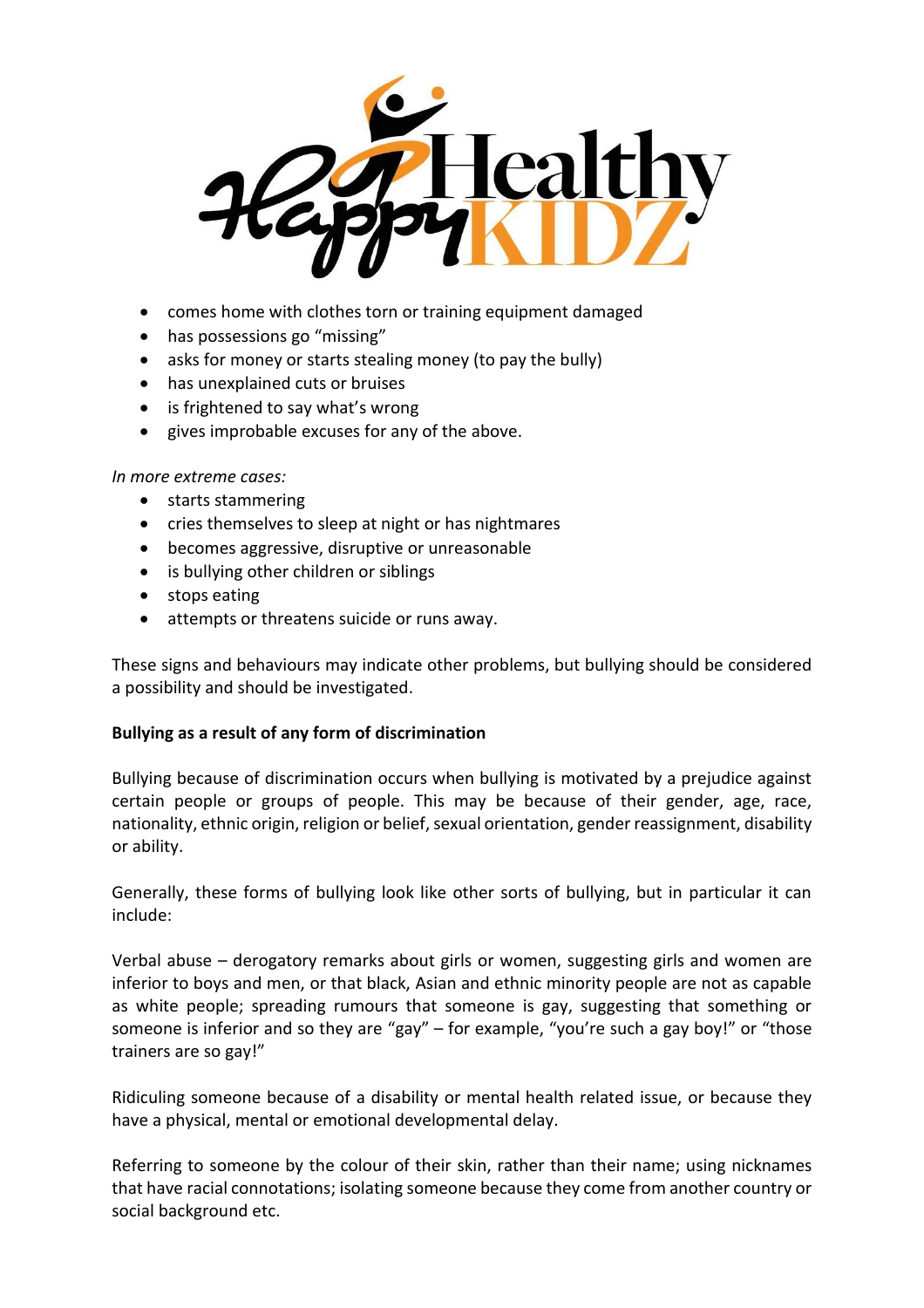- comes home with clothes torn or training equipment damaged
- has possessions go "missing"
- asks for money or starts stealing money (to pay the bully)
- has unexplained cuts or bruises
- is frightened to say what's wrong
- gives improbable excuses for any of the above.

*In more extreme cases:*

- starts stammering
- cries themselves to sleep at night or has nightmares
- becomes aggressive, disruptive or unreasonable
- is bullying other children or siblings
- stops eating
- attempts or threatens suicide or runs away.

These signs and behaviours may indicate other problems, but bullying should be considered a possibility and should be investigated.

**Bullying as a result of any form of discrimination**

Bullying because of discrimination occurs when bullying is motivated by a prejudice against certain people or groups of people. This may be because of their gender, age, race, nationality, ethnic origin, religion or belief, sexual orientation, gender reassignment, disability or ability.

Generally, these forms of bullying look like other sorts of bullying, but in particular it can include:

Verbal abuse – derogatory remarks about girls or women, suggesting girls and women are inferior to boys and men, or that black, Asian and ethnic minority people are not as capable as white people; spreading rumours that someone is gay, suggesting that something or someone is inferior and so they are "gay" – for example, "you're such a gay boy!" or "those trainers are so gay!"

Ridiculing someone because of a disability or mental health related issue, or because they have a physical, mental or emotional developmental delay.

Referring to someone by the colour of their skin, rather than their name; using nicknames that have racial connotations; isolating someone because they come from another country or social background etc.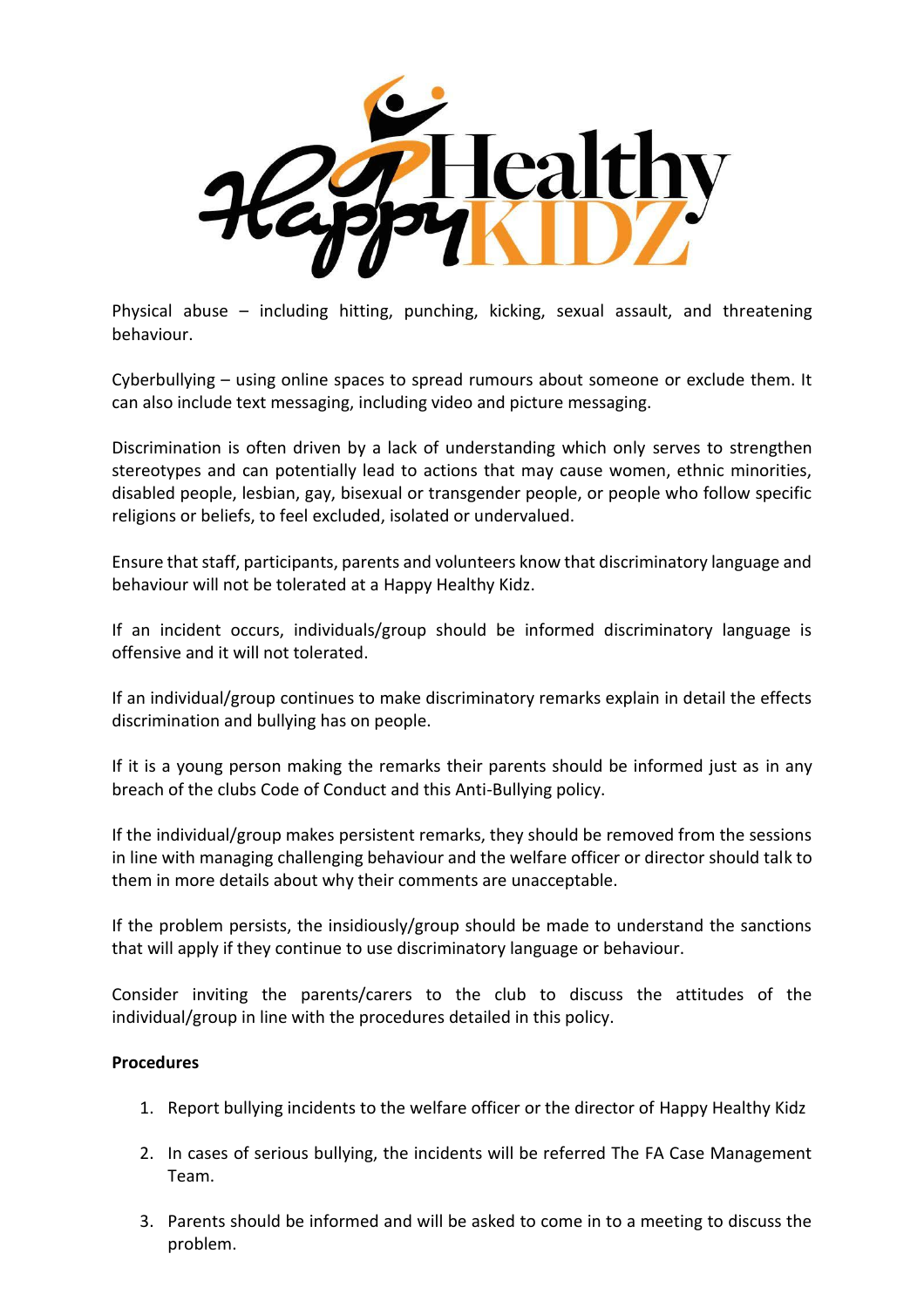Physical abuse – including hitting, punching, kicking, sexual assault, and threatening behaviour.

Cyberbullying – using online spaces to spread rumours about someone or exclude them. It can also include text messaging, including video and picture messaging.

Discrimination is often driven by a lack of understanding which only serves to strengthen stereotypes and can potentially lead to actions that may cause women, ethnic minorities, disabled people, lesbian, gay, bisexual or transgender people, or people who follow specific religions or beliefs, to feel excluded, isolated or undervalued.

Ensure that staff, participants, parents and volunteers know that discriminatory language and behaviour will not be tolerated at a Happy Healthy Kidz.

If an incident occurs, individuals/group should be informed discriminatory language is offensive and it will not tolerated.

If an individual/group continues to make discriminatory remarks explain in detail the effects discrimination and bullying has on people.

If it is a young person making the remarks their parents should be informed just as in any breach of the clubs Code of Conduct and this Anti-Bullying policy.

If the individual/group makes persistent remarks, they should be removed from the sessions in line with managing challenging behaviour and the welfare officer or director should talk to them in more details about why their comments are unacceptable.

If the problem persists, the insidiously/group should be made to understand the sanctions that will apply if they continue to use discriminatory language or behaviour.

Consider inviting the parents/carers to the club to discuss the attitudes of the individual/group in line with the procedures detailed in this policy.

**Procedures**

1. Report bullying incidents to the welfare officer or the director of Happy Healthy Kidz
2. In cases of serious bullying, the incidents will be referred The FA Case Management Team.
3. Parents should be informed and will be asked to come in to a meeting to discuss the problem.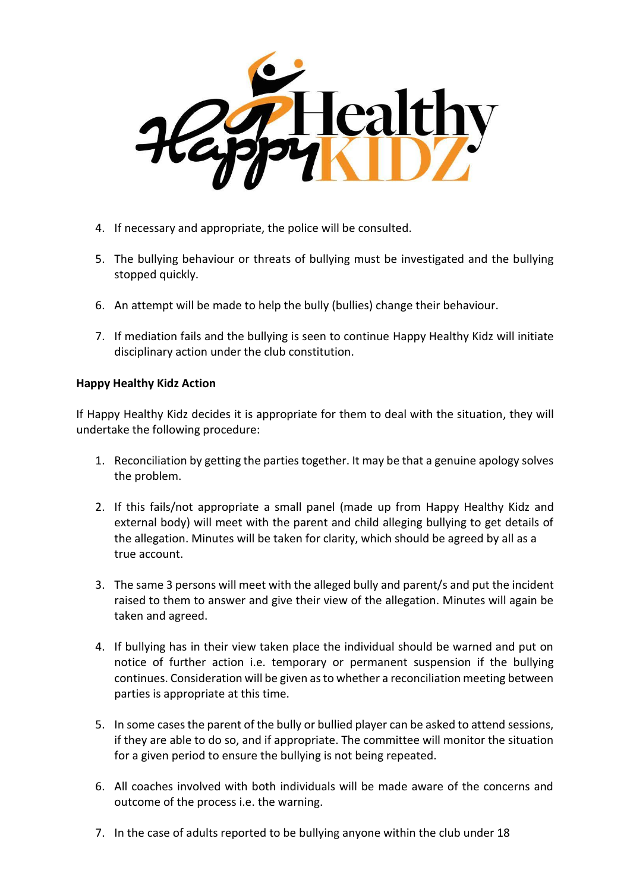4. If necessary and appropriate, the police will be consulted.

5. The bullying behaviour or threats of bullying must be investigated and the bullying stopped quickly.

6. An attempt will be made to help the bully (bullies) change their behaviour.

7. If mediation fails and the bullying is seen to continue Happy Healthy Kidz will initiate disciplinary action under the club constitution.

**Happy Healthy Kidz Action**

If Happy Healthy Kidz decides it is appropriate for them to deal with the situation, they will undertake the following procedure:

1. Reconciliation by getting the parties together. It may be that a genuine apology solves the problem.

2. If this fails/not appropriate a small panel (made up from Happy Healthy Kidz and external body) will meet with the parent and child alleging bullying to get details of the allegation. Minutes will be taken for clarity, which should be agreed by all as a true account.

3. The same 3 persons will meet with the alleged bully and parent/s and put the incident raised to them to answer and give their view of the allegation. Minutes will again be taken and agreed.

4. If bullying has in their view taken place the individual should be warned and put on notice of further action i.e. temporary or permanent suspension if the bullying continues. Consideration will be given as to whether a reconciliation meeting between parties is appropriate at this time.

5. In some cases the parent of the bully or bullied player can be asked to attend sessions, if they are able to do so, and if appropriate. The committee will monitor the situation for a given period to ensure the bullying is not being repeated.

6. All coaches involved with both individuals will be made aware of the concerns and outcome of the process i.e. the warning.

7. In the case of adults reported to be bullying anyone within the club under 18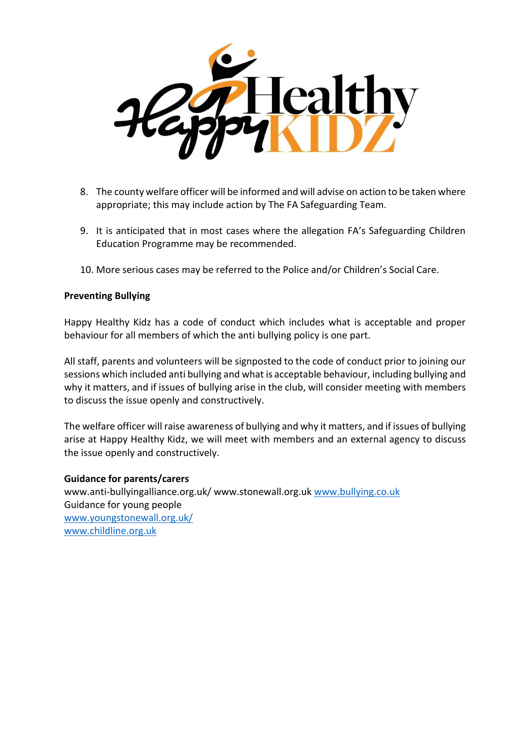8. The county welfare officer will be informed and will advise on action to be taken where appropriate; this may include action by The FA Safeguarding Team.

9. It is anticipated that in most cases where the allegation FA's Safeguarding Children Education Programme may be recommended.

10. More serious cases may be referred to the Police and/or Children's Social Care.

**Preventing Bullying**

Happy Healthy Kidz has a code of conduct which includes what is acceptable and proper behaviour for all members of which the anti bullying policy is one part.

All staff, parents and volunteers will be signposted to the code of conduct prior to joining our sessions which included anti bullying and what is acceptable behaviour, including bullying and why it matters, and if issues of bullying arise in the club, will consider meeting with members to discuss the issue openly and constructively.

The welfare officer will raise awareness of bullying and why it matters, and if issues of bullying arise at Happy Healthy Kidz, we will meet with members and an external agency to discuss the issue openly and constructively.

**Guidance for parents/carers**
www.anti-bullyingalliance.org.uk/ www.stonewall.org.uk [www.bullying.co.uk](www.bullying.co.uk)
Guidance for young people
[www.youngstonewall.org.uk/](www.youngstonewall.org.uk/)
[www.childline.org.uk](www.childline.org.uk)